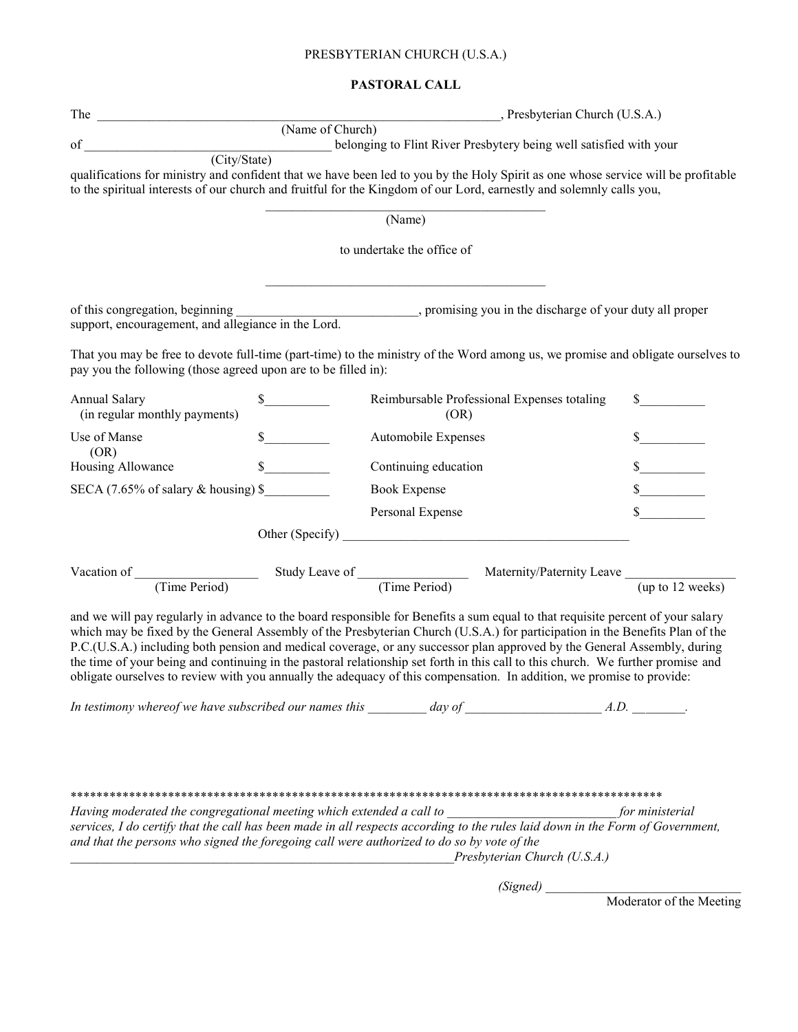PRESBYTERIAN CHURCH (U.S.A.)

**PASTORAL CALL**

The ________________________________________________________________, Presbyterian Church (U.S.A.)
(Name of Church)

of ____________________________________ belonging to Flint River Presbytery being well satisfied with your
(City/State)

qualifications for ministry and confident that we have been led to you by the Holy Spirit as one whose service will be profitable to the spiritual interests of our church and fruitful for the Kingdom of our Lord, earnestly and solemnly calls you,

_____________________________________________
(Name)

to undertake the office of

_____________________________________________

of this congregation, beginning ____________________________, promising you in the discharge of your duty all proper support, encouragement, and allegiance in the Lord.

That you may be free to devote full-time (part-time) to the ministry of the Word among us, we promise and obligate ourselves to pay you the following (those agreed upon are to be filled in):

| | | | |
|---|---|---|---|
| Annual Salary (in regular monthly payments) | $__________ | Reimbursable Professional Expenses totaling (OR) | $__________ |
| Use of Manse (OR) | $__________ | Automobile Expenses | $__________ |
| Housing Allowance | $__________ | Continuing education | $__________ |
| SECA (7.65% of salary & housing) | $__________ | Book Expense | $__________ |
| | | Personal Expense | $__________ |

Other (Specify) ____________________________________________

Vacation of __________________ (Time Period) Study Leave of _________________ (Time Period) Maternity/Paternity Leave _________________ (up to 12 weeks)

and we will pay regularly in advance to the board responsible for Benefits a sum equal to that requisite percent of your salary which may be fixed by the General Assembly of the Presbyterian Church (U.S.A.) for participation in the Benefits Plan of the P.C.(U.S.A.) including both pension and medical coverage, or any successor plan approved by the General Assembly, during the time of your being and continuing in the pastoral relationship set forth in this call to this church. We further promise and obligate ourselves to review with you annually the adequacy of this compensation. In addition, we promise to provide:

*In testimony whereof we have subscribed our names this _________ day of _____________________ A.D. ________.*

*********************************************************************************************

*Having moderated the congregational meeting which extended a call to __________________________ for ministerial services, I do certify that the call has been made in all respects according to the rules laid down in the Form of Government, and that the persons who signed the foregoing call were authorized to do so by vote of the*
*______________________________________________________________ Presbyterian Church (U.S.A.)*

*(Signed)* ______________________________
Moderator of the Meeting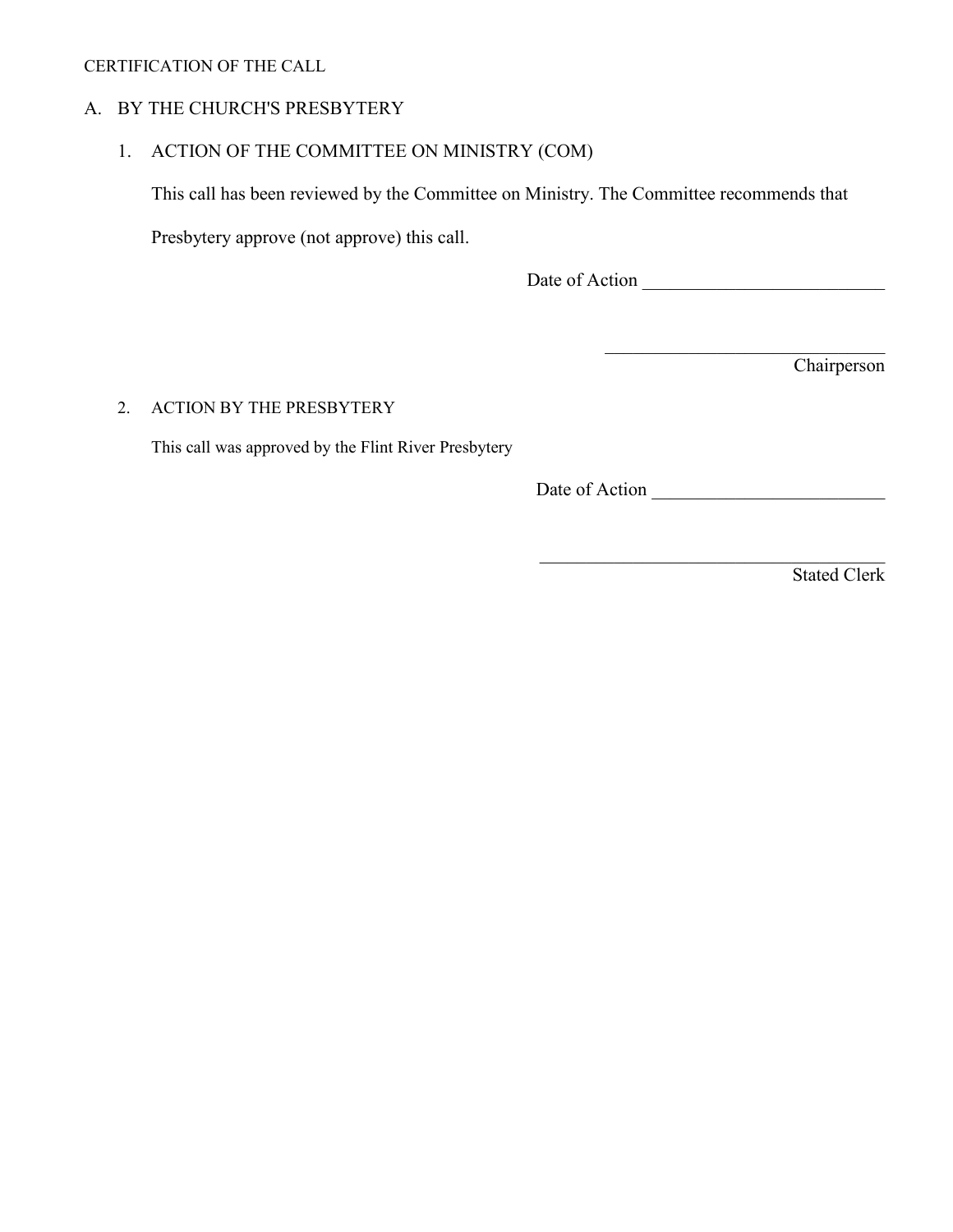CERTIFICATION OF THE CALL

A. BY THE CHURCH'S PRESBYTERY

1. ACTION OF THE COMMITTEE ON MINISTRY (COM)

   This call has been reviewed by the Committee on Ministry. The Committee recommends that Presbytery approve (not approve) this call.

   Date of Action __________________________

   ______________________________
   Chairperson

2. ACTION BY THE PRESBYTERY

   This call was approved by the Flint River Presbytery

   Date of Action __________________________

   ______________________________
   Stated Clerk